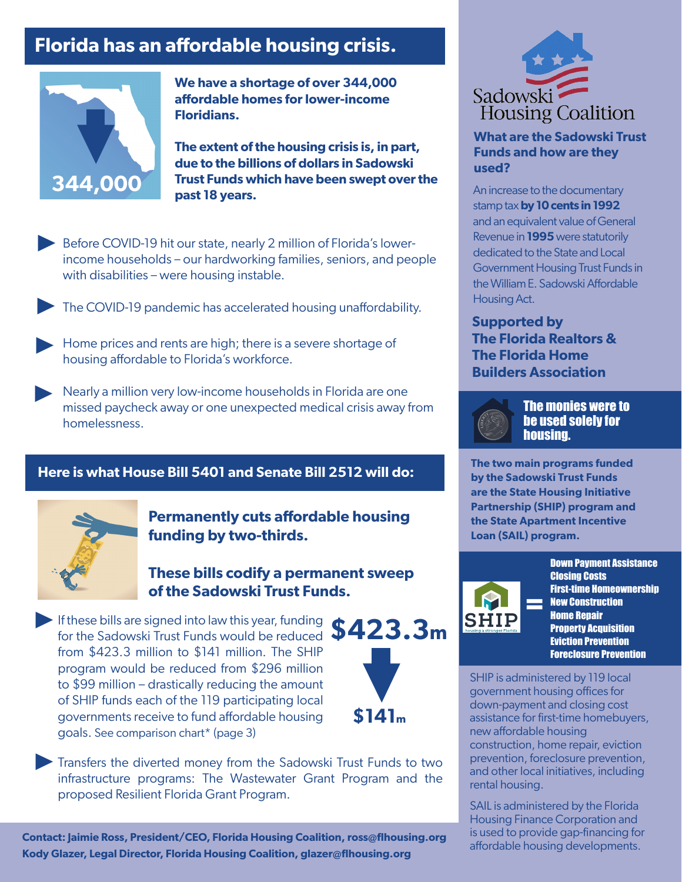# Florida has an affordable housing crisis.

344,000

**We have a shortage of over 344,000 affordable homes for lower-income Floridians.**

**The extent of the housing crisis is, in part, due to the billions of dollars in Sadowski Trust Funds which have been swept over the past 18 years.**

- Before COVID-19 hit our state, nearly 2 million of Florida's lower-income households – our hardworking families, seniors, and people with disabilities – were housing instable.
- The COVID-19 pandemic has accelerated housing unaffordability.
- Home prices and rents are high; there is a severe shortage of housing affordable to Florida's workforce.
- Nearly a million very low-income households in Florida are one missed paycheck away or one unexpected medical crisis away from homelessness.

## Here is what House Bill 5401 and Senate Bill 2512 will do:

**Permanently cuts affordable housing funding by two-thirds.**

**These bills codify a permanent sweep of the Sadowski Trust Funds.**

- If these bills are signed into law this year, funding for the Sadowski Trust Funds would be reduced from $423.3 million to $141 million. The SHIP program would be reduced from $296 million to $99 million – drastically reducing the amount of SHIP funds each of the 119 participating local governments receive to fund affordable housing goals. See comparison chart* (page 3)

**$423.3m** → **$141m**

- Transfers the diverted money from the Sadowski Trust Funds to two infrastructure programs: The Wastewater Grant Program and the proposed Resilient Florida Grant Program.

**Contact: Jaimie Ross, President/CEO, Florida Housing Coalition, ross@flhousing.org**
**Kody Glazer, Legal Director, Florida Housing Coalition, glazer@flhousing.org**

Sadowski Housing Coalition

### What are the Sadowski Trust Funds and how are they used?

An increase to the documentary stamp tax **by 10 cents in 1992** and an equivalent value of General Revenue in **1995** were statutorily dedicated to the State and Local Government Housing Trust Funds in the William E. Sadowski Affordable Housing Act.

### Supported by The Florida Realtors & The Florida Home Builders Association

**The monies were to be used solely for housing.**

**The two main programs funded by the Sadowski Trust Funds are the State Housing Initiative Partnership (SHIP) program and the State Apartment Incentive Loan (SAIL) program.**

SHIP housing a stronger Florida =

- **Down Payment Assistance**
- **Closing Costs**
- **First-time Homeownership**
- **New Construction**
- **Home Repair**
- **Property Acquisition**
- **Eviction Prevention**
- **Foreclosure Prevention**

SHIP is administered by 119 local government housing offices for down-payment and closing cost assistance for first-time homebuyers, new affordable housing construction, home repair, eviction prevention, foreclosure prevention, and other local initiatives, including rental housing.

SAIL is administered by the Florida Housing Finance Corporation and is used to provide gap-financing for affordable housing developments.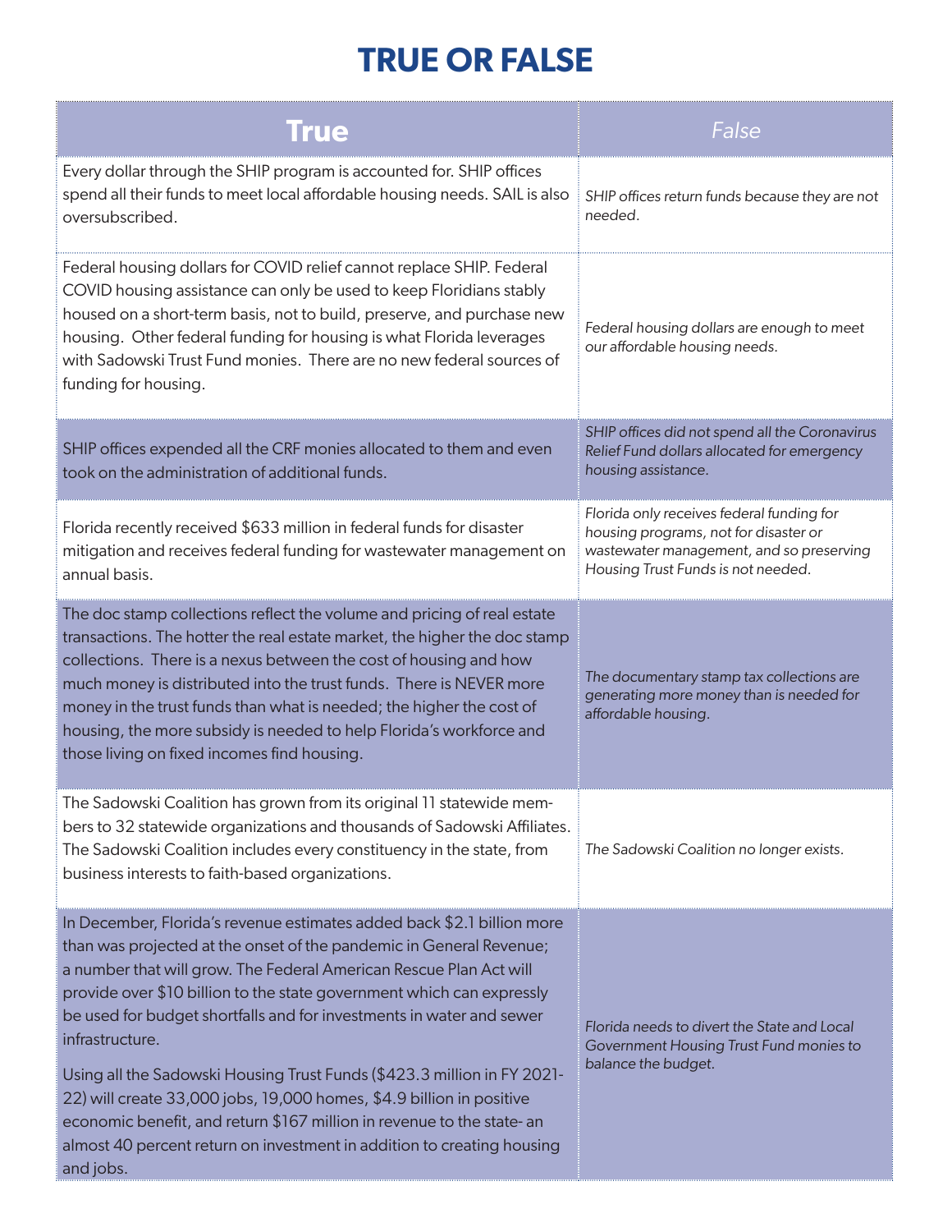# TRUE OR FALSE

| **True** | *False* |
|---|---|
| Every dollar through the SHIP program is accounted for. SHIP offices spend all their funds to meet local affordable housing needs. SAIL is also oversubscribed. | *SHIP offices return funds because they are not needed.* |
| Federal housing dollars for COVID relief cannot replace SHIP. Federal COVID housing assistance can only be used to keep Floridians stably housed on a short-term basis, not to build, preserve, and purchase new housing. Other federal funding for housing is what Florida leverages with Sadowski Trust Fund monies. There are no new federal sources of funding for housing. | *Federal housing dollars are enough to meet our affordable housing needs.* |
| SHIP offices expended all the CRF monies allocated to them and even took on the administration of additional funds. | *SHIP offices did not spend all the Coronavirus Relief Fund dollars allocated for emergency housing assistance.* |
| Florida recently received $633 million in federal funds for disaster mitigation and receives federal funding for wastewater management on annual basis. | *Florida only receives federal funding for housing programs, not for disaster or wastewater management, and so preserving Housing Trust Funds is not needed.* |
| The doc stamp collections reflect the volume and pricing of real estate transactions. The hotter the real estate market, the higher the doc stamp collections. There is a nexus between the cost of housing and how much money is distributed into the trust funds. There is NEVER more money in the trust funds than what is needed; the higher the cost of housing, the more subsidy is needed to help Florida's workforce and those living on fixed incomes find housing. | *The documentary stamp tax collections are generating more money than is needed for affordable housing.* |
| The Sadowski Coalition has grown from its original 11 statewide members to 32 statewide organizations and thousands of Sadowski Affiliates. The Sadowski Coalition includes every constituency in the state, from business interests to faith-based organizations. | *The Sadowski Coalition no longer exists.* |
| In December, Florida's revenue estimates added back $2.1 billion more than was projected at the onset of the pandemic in General Revenue; a number that will grow. The Federal American Rescue Plan Act will provide over $10 billion to the state government which can expressly be used for budget shortfalls and for investments in water and sewer infrastructure.<br><br>Using all the Sadowski Housing Trust Funds ($423.3 million in FY 2021-22) will create 33,000 jobs, 19,000 homes, $4.9 billion in positive economic benefit, and return $167 million in revenue to the state- an almost 40 percent return on investment in addition to creating housing and jobs. | *Florida needs to divert the State and Local Government Housing Trust Fund monies to balance the budget.* |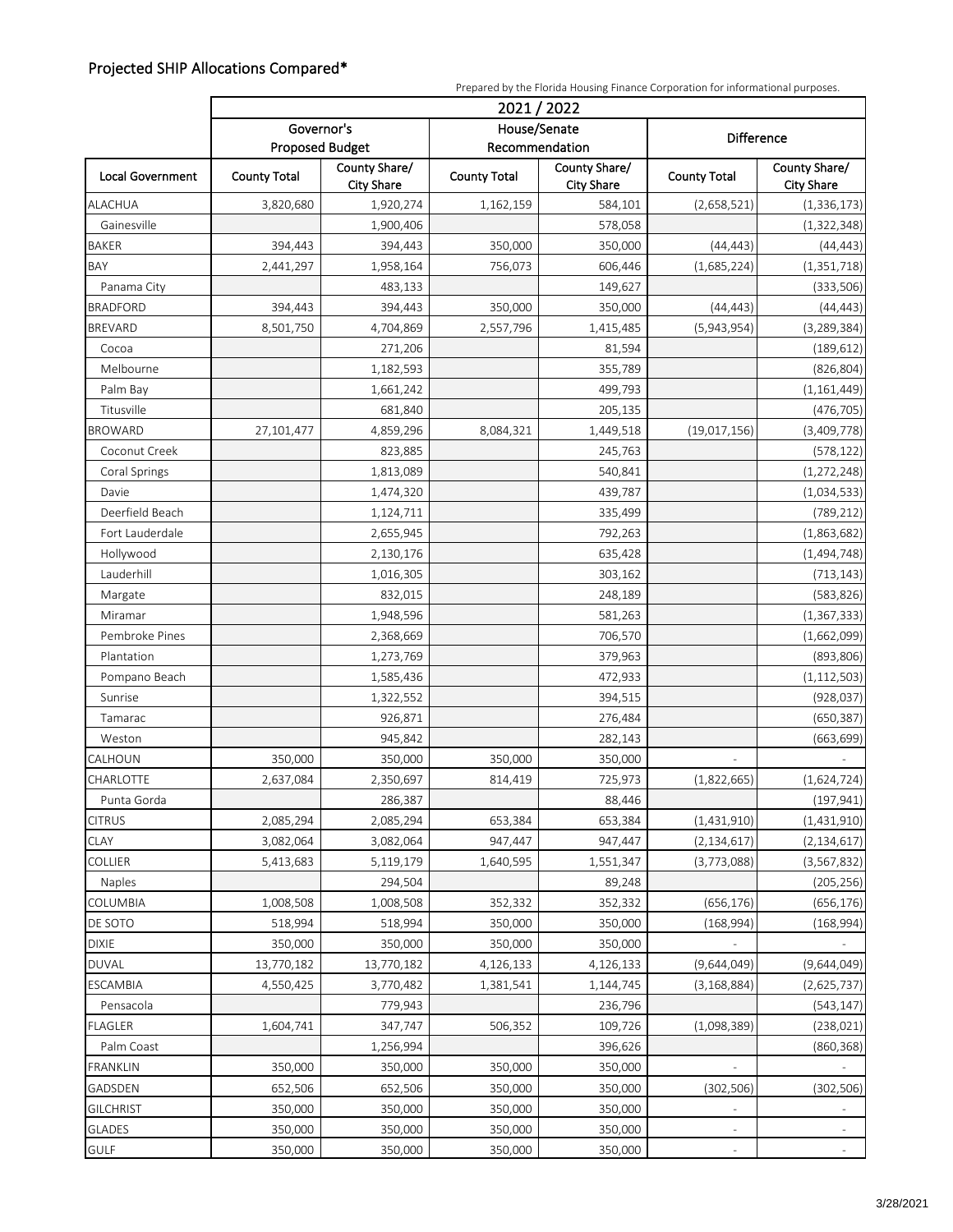## Projected SHIP Allocations Compared*

Prepared by the Florida Housing Finance Corporation for informational purposes.

| | 2021 / 2022 | | | | | |
|---|---|---|---|---|---|---|
| | Governor's Proposed Budget | | House/Senate Recommendation | | Difference | |
| Local Government | County Total | County Share/ City Share | County Total | County Share/ City Share | County Total | County Share/ City Share |
| ALACHUA | 3,820,680 | 1,920,274 | 1,162,159 | 584,101 | (2,658,521) | (1,336,173) |
| Gainesville | | 1,900,406 | | 578,058 | | (1,322,348) |
| BAKER | 394,443 | 394,443 | 350,000 | 350,000 | (44,443) | (44,443) |
| BAY | 2,441,297 | 1,958,164 | 756,073 | 606,446 | (1,685,224) | (1,351,718) |
| Panama City | | 483,133 | | 149,627 | | (333,506) |
| BRADFORD | 394,443 | 394,443 | 350,000 | 350,000 | (44,443) | (44,443) |
| BREVARD | 8,501,750 | 4,704,869 | 2,557,796 | 1,415,485 | (5,943,954) | (3,289,384) |
| Cocoa | | 271,206 | | 81,594 | | (189,612) |
| Melbourne | | 1,182,593 | | 355,789 | | (826,804) |
| Palm Bay | | 1,661,242 | | 499,793 | | (1,161,449) |
| Titusville | | 681,840 | | 205,135 | | (476,705) |
| BROWARD | 27,101,477 | 4,859,296 | 8,084,321 | 1,449,518 | (19,017,156) | (3,409,778) |
| Coconut Creek | | 823,885 | | 245,763 | | (578,122) |
| Coral Springs | | 1,813,089 | | 540,841 | | (1,272,248) |
| Davie | | 1,474,320 | | 439,787 | | (1,034,533) |
| Deerfield Beach | | 1,124,711 | | 335,499 | | (789,212) |
| Fort Lauderdale | | 2,655,945 | | 792,263 | | (1,863,682) |
| Hollywood | | 2,130,176 | | 635,428 | | (1,494,748) |
| Lauderhill | | 1,016,305 | | 303,162 | | (713,143) |
| Margate | | 832,015 | | 248,189 | | (583,826) |
| Miramar | | 1,948,596 | | 581,263 | | (1,367,333) |
| Pembroke Pines | | 2,368,669 | | 706,570 | | (1,662,099) |
| Plantation | | 1,273,769 | | 379,963 | | (893,806) |
| Pompano Beach | | 1,585,436 | | 472,933 | | (1,112,503) |
| Sunrise | | 1,322,552 | | 394,515 | | (928,037) |
| Tamarac | | 926,871 | | 276,484 | | (650,387) |
| Weston | | 945,842 | | 282,143 | | (663,699) |
| CALHOUN | 350,000 | 350,000 | 350,000 | 350,000 | - | - |
| CHARLOTTE | 2,637,084 | 2,350,697 | 814,419 | 725,973 | (1,822,665) | (1,624,724) |
| Punta Gorda | | 286,387 | | 88,446 | | (197,941) |
| CITRUS | 2,085,294 | 2,085,294 | 653,384 | 653,384 | (1,431,910) | (1,431,910) |
| CLAY | 3,082,064 | 3,082,064 | 947,447 | 947,447 | (2,134,617) | (2,134,617) |
| COLLIER | 5,413,683 | 5,119,179 | 1,640,595 | 1,551,347 | (3,773,088) | (3,567,832) |
| Naples | | 294,504 | | 89,248 | | (205,256) |
| COLUMBIA | 1,008,508 | 1,008,508 | 352,332 | 352,332 | (656,176) | (656,176) |
| DE SOTO | 518,994 | 518,994 | 350,000 | 350,000 | (168,994) | (168,994) |
| DIXIE | 350,000 | 350,000 | 350,000 | 350,000 | - | - |
| DUVAL | 13,770,182 | 13,770,182 | 4,126,133 | 4,126,133 | (9,644,049) | (9,644,049) |
| ESCAMBIA | 4,550,425 | 3,770,482 | 1,381,541 | 1,144,745 | (3,168,884) | (2,625,737) |
| Pensacola | | 779,943 | | 236,796 | | (543,147) |
| FLAGLER | 1,604,741 | 347,747 | 506,352 | 109,726 | (1,098,389) | (238,021) |
| Palm Coast | | 1,256,994 | | 396,626 | | (860,368) |
| FRANKLIN | 350,000 | 350,000 | 350,000 | 350,000 | - | - |
| GADSDEN | 652,506 | 652,506 | 350,000 | 350,000 | (302,506) | (302,506) |
| GILCHRIST | 350,000 | 350,000 | 350,000 | 350,000 | - | - |
| GLADES | 350,000 | 350,000 | 350,000 | 350,000 | - | - |
| GULF | 350,000 | 350,000 | 350,000 | 350,000 | - | - |

3/28/2021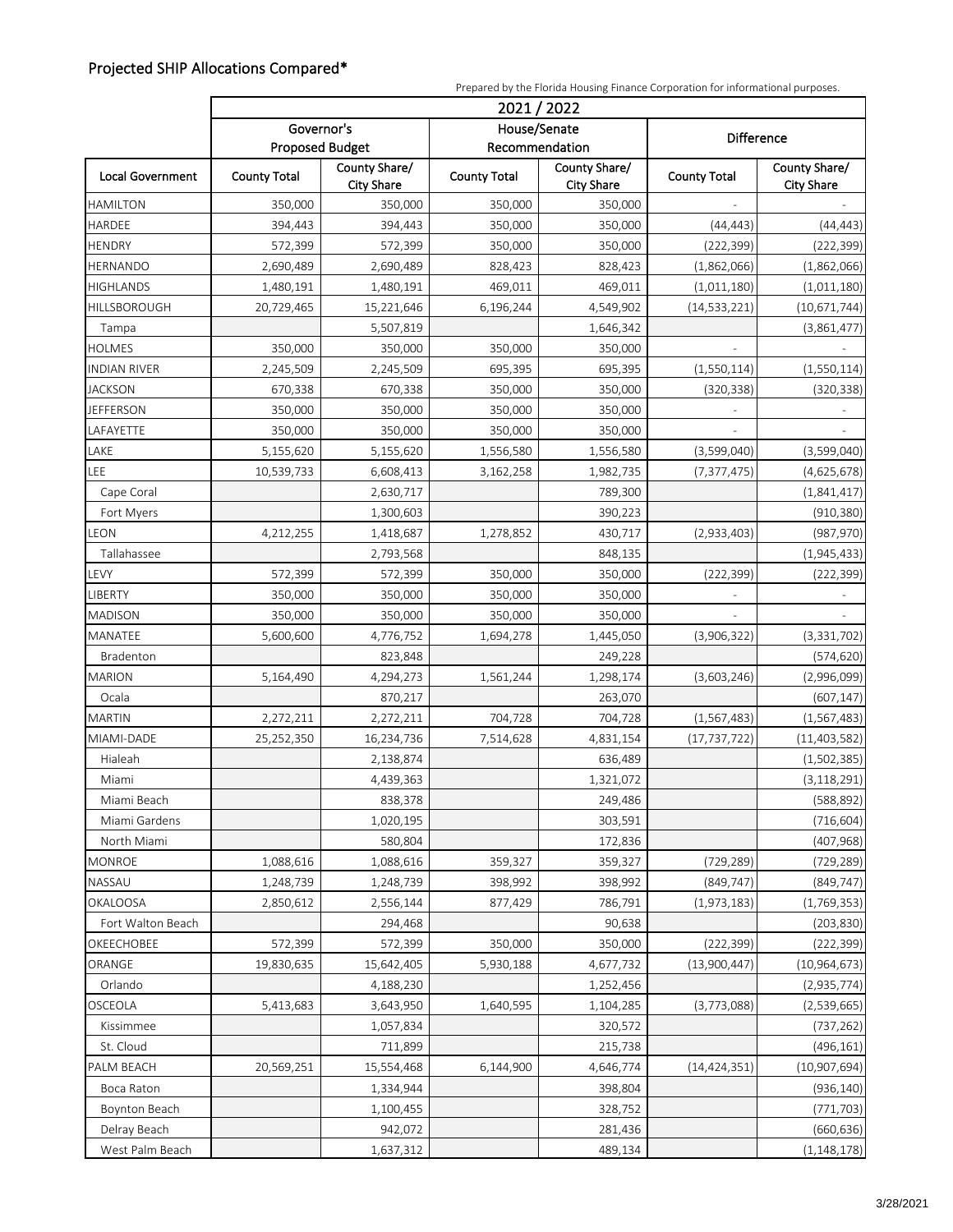## Projected SHIP Allocations Compared*

Prepared by the Florida Housing Finance Corporation for informational purposes.

| | 2021 / 2022 | | | | | |
|---|---|---|---|---|---|---|
| | Governor's Proposed Budget | | House/Senate Recommendation | | Difference | |
| Local Government | County Total | County Share/ City Share | County Total | County Share/ City Share | County Total | County Share/ City Share |
| HAMILTON | 350,000 | 350,000 | 350,000 | 350,000 | - | - |
| HARDEE | 394,443 | 394,443 | 350,000 | 350,000 | (44,443) | (44,443) |
| HENDRY | 572,399 | 572,399 | 350,000 | 350,000 | (222,399) | (222,399) |
| HERNANDO | 2,690,489 | 2,690,489 | 828,423 | 828,423 | (1,862,066) | (1,862,066) |
| HIGHLANDS | 1,480,191 | 1,480,191 | 469,011 | 469,011 | (1,011,180) | (1,011,180) |
| HILLSBOROUGH | 20,729,465 | 15,221,646 | 6,196,244 | 4,549,902 | (14,533,221) | (10,671,744) |
| Tampa | | 5,507,819 | | 1,646,342 | | (3,861,477) |
| HOLMES | 350,000 | 350,000 | 350,000 | 350,000 | - | - |
| INDIAN RIVER | 2,245,509 | 2,245,509 | 695,395 | 695,395 | (1,550,114) | (1,550,114) |
| JACKSON | 670,338 | 670,338 | 350,000 | 350,000 | (320,338) | (320,338) |
| JEFFERSON | 350,000 | 350,000 | 350,000 | 350,000 | - | - |
| LAFAYETTE | 350,000 | 350,000 | 350,000 | 350,000 | - | - |
| LAKE | 5,155,620 | 5,155,620 | 1,556,580 | 1,556,580 | (3,599,040) | (3,599,040) |
| LEE | 10,539,733 | 6,608,413 | 3,162,258 | 1,982,735 | (7,377,475) | (4,625,678) |
| Cape Coral | | 2,630,717 | | 789,300 | | (1,841,417) |
| Fort Myers | | 1,300,603 | | 390,223 | | (910,380) |
| LEON | 4,212,255 | 1,418,687 | 1,278,852 | 430,717 | (2,933,403) | (987,970) |
| Tallahassee | | 2,793,568 | | 848,135 | | (1,945,433) |
| LEVY | 572,399 | 572,399 | 350,000 | 350,000 | (222,399) | (222,399) |
| LIBERTY | 350,000 | 350,000 | 350,000 | 350,000 | - | - |
| MADISON | 350,000 | 350,000 | 350,000 | 350,000 | - | - |
| MANATEE | 5,600,600 | 4,776,752 | 1,694,278 | 1,445,050 | (3,906,322) | (3,331,702) |
| Bradenton | | 823,848 | | 249,228 | | (574,620) |
| MARION | 5,164,490 | 4,294,273 | 1,561,244 | 1,298,174 | (3,603,246) | (2,996,099) |
| Ocala | | 870,217 | | 263,070 | | (607,147) |
| MARTIN | 2,272,211 | 2,272,211 | 704,728 | 704,728 | (1,567,483) | (1,567,483) |
| MIAMI-DADE | 25,252,350 | 16,234,736 | 7,514,628 | 4,831,154 | (17,737,722) | (11,403,582) |
| Hialeah | | 2,138,874 | | 636,489 | | (1,502,385) |
| Miami | | 4,439,363 | | 1,321,072 | | (3,118,291) |
| Miami Beach | | 838,378 | | 249,486 | | (588,892) |
| Miami Gardens | | 1,020,195 | | 303,591 | | (716,604) |
| North Miami | | 580,804 | | 172,836 | | (407,968) |
| MONROE | 1,088,616 | 1,088,616 | 359,327 | 359,327 | (729,289) | (729,289) |
| NASSAU | 1,248,739 | 1,248,739 | 398,992 | 398,992 | (849,747) | (849,747) |
| OKALOOSA | 2,850,612 | 2,556,144 | 877,429 | 786,791 | (1,973,183) | (1,769,353) |
| Fort Walton Beach | | 294,468 | | 90,638 | | (203,830) |
| OKEECHOBEE | 572,399 | 572,399 | 350,000 | 350,000 | (222,399) | (222,399) |
| ORANGE | 19,830,635 | 15,642,405 | 5,930,188 | 4,677,732 | (13,900,447) | (10,964,673) |
| Orlando | | 4,188,230 | | 1,252,456 | | (2,935,774) |
| OSCEOLA | 5,413,683 | 3,643,950 | 1,640,595 | 1,104,285 | (3,773,088) | (2,539,665) |
| Kissimmee | | 1,057,834 | | 320,572 | | (737,262) |
| St. Cloud | | 711,899 | | 215,738 | | (496,161) |
| PALM BEACH | 20,569,251 | 15,554,468 | 6,144,900 | 4,646,774 | (14,424,351) | (10,907,694) |
| Boca Raton | | 1,334,944 | | 398,804 | | (936,140) |
| Boynton Beach | | 1,100,455 | | 328,752 | | (771,703) |
| Delray Beach | | 942,072 | | 281,436 | | (660,636) |
| West Palm Beach | | 1,637,312 | | 489,134 | | (1,148,178) |

3/28/2021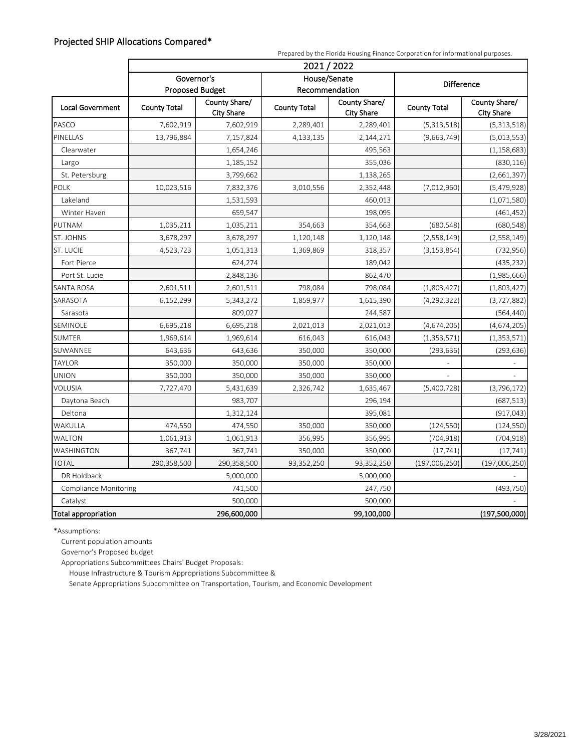## Projected SHIP Allocations Compared*

Prepared by the Florida Housing Finance Corporation for informational purposes.

| | 2021 / 2022 | | | | | |
|---|---|---|---|---|---|---|
| | Governor's Proposed Budget | | House/Senate Recommendation | | Difference | |
| Local Government | County Total | County Share/ City Share | County Total | County Share/ City Share | County Total | County Share/ City Share |
| PASCO | 7,602,919 | 7,602,919 | 2,289,401 | 2,289,401 | (5,313,518) | (5,313,518) |
| PINELLAS | 13,796,884 | 7,157,824 | 4,133,135 | 2,144,271 | (9,663,749) | (5,013,553) |
| Clearwater | | 1,654,246 | | 495,563 | | (1,158,683) |
| Largo | | 1,185,152 | | 355,036 | | (830,116) |
| St. Petersburg | | 3,799,662 | | 1,138,265 | | (2,661,397) |
| POLK | 10,023,516 | 7,832,376 | 3,010,556 | 2,352,448 | (7,012,960) | (5,479,928) |
| Lakeland | | 1,531,593 | | 460,013 | | (1,071,580) |
| Winter Haven | | 659,547 | | 198,095 | | (461,452) |
| PUTNAM | 1,035,211 | 1,035,211 | 354,663 | 354,663 | (680,548) | (680,548) |
| ST. JOHNS | 3,678,297 | 3,678,297 | 1,120,148 | 1,120,148 | (2,558,149) | (2,558,149) |
| ST. LUCIE | 4,523,723 | 1,051,313 | 1,369,869 | 318,357 | (3,153,854) | (732,956) |
| Fort Pierce | | 624,274 | | 189,042 | | (435,232) |
| Port St. Lucie | | 2,848,136 | | 862,470 | | (1,985,666) |
| SANTA ROSA | 2,601,511 | 2,601,511 | 798,084 | 798,084 | (1,803,427) | (1,803,427) |
| SARASOTA | 6,152,299 | 5,343,272 | 1,859,977 | 1,615,390 | (4,292,322) | (3,727,882) |
| Sarasota | | 809,027 | | 244,587 | | (564,440) |
| SEMINOLE | 6,695,218 | 6,695,218 | 2,021,013 | 2,021,013 | (4,674,205) | (4,674,205) |
| SUMTER | 1,969,614 | 1,969,614 | 616,043 | 616,043 | (1,353,571) | (1,353,571) |
| SUWANNEE | 643,636 | 643,636 | 350,000 | 350,000 | (293,636) | (293,636) |
| TAYLOR | 350,000 | 350,000 | 350,000 | 350,000 | - | - |
| UNION | 350,000 | 350,000 | 350,000 | 350,000 | - | - |
| VOLUSIA | 7,727,470 | 5,431,639 | 2,326,742 | 1,635,467 | (5,400,728) | (3,796,172) |
| Daytona Beach | | 983,707 | | 296,194 | | (687,513) |
| Deltona | | 1,312,124 | | 395,081 | | (917,043) |
| WAKULLA | 474,550 | 474,550 | 350,000 | 350,000 | (124,550) | (124,550) |
| WALTON | 1,061,913 | 1,061,913 | 356,995 | 356,995 | (704,918) | (704,918) |
| WASHINGTON | 367,741 | 367,741 | 350,000 | 350,000 | (17,741) | (17,741) |
| TOTAL | 290,358,500 | 290,358,500 | 93,352,250 | 93,352,250 | (197,006,250) | (197,006,250) |
| DR Holdback | | 5,000,000 | | 5,000,000 | | - |
| Compliance Monitoring | | 741,500 | | 247,750 | | (493,750) |
| Catalyst | | 500,000 | | 500,000 | | - |
| Total appropriation | | 296,600,000 | | 99,100,000 | | (197,500,000) |

*Assumptions:

Current population amounts

Governor's Proposed budget

Appropriations Subcommittees Chairs' Budget Proposals:

House Infrastructure & Tourism Appropriations Subcommittee &

Senate Appropriations Subcommittee on Transportation, Tourism, and Economic Development

3/28/2021